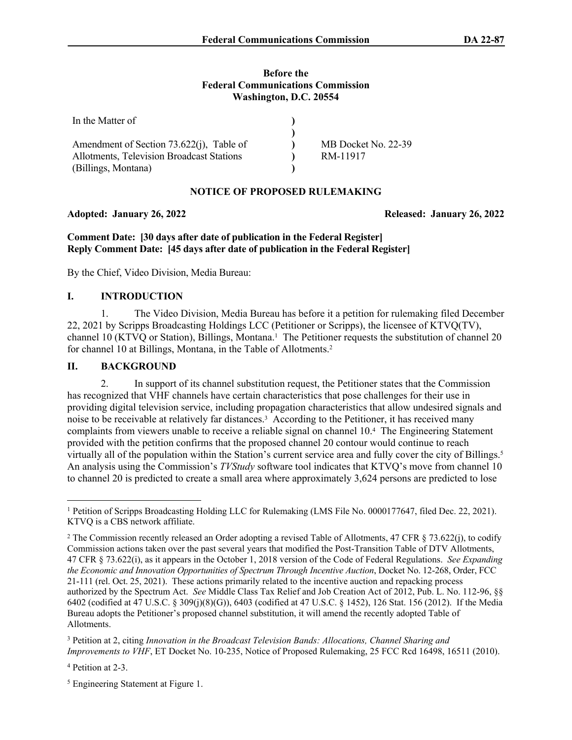**Before the**
**Federal Communications Commission**
**Washington, D.C. 20554**

| In the Matter of | ) | |
|---|---|---|
| | ) | |
| Amendment of Section 73.622(j), Table of | ) | MB Docket No. 22-39 |
| Allotments, Television Broadcast Stations | ) | RM-11917 |
| (Billings, Montana) | ) | |

## NOTICE OF PROPOSED RULEMAKING

**Adopted: January 26, 2022** **Released: January 26, 2022**

**Comment Date: [30 days after date of publication in the Federal Register]**
**Reply Comment Date: [45 days after date of publication in the Federal Register]**

By the Chief, Video Division, Media Bureau:

## I. INTRODUCTION

1. The Video Division, Media Bureau has before it a petition for rulemaking filed December 22, 2021 by Scripps Broadcasting Holdings LCC (Petitioner or Scripps), the licensee of KTVQ(TV), channel 10 (KTVQ or Station), Billings, Montana.[1] The Petitioner requests the substitution of channel 20 for channel 10 at Billings, Montana, in the Table of Allotments.[2]

## II. BACKGROUND

2. In support of its channel substitution request, the Petitioner states that the Commission has recognized that VHF channels have certain characteristics that pose challenges for their use in providing digital television service, including propagation characteristics that allow undesired signals and noise to be receivable at relatively far distances.[3] According to the Petitioner, it has received many complaints from viewers unable to receive a reliable signal on channel 10.[4] The Engineering Statement provided with the petition confirms that the proposed channel 20 contour would continue to reach virtually all of the population within the Station's current service area and fully cover the city of Billings.[5] An analysis using the Commission's *TVStudy* software tool indicates that KTVQ's move from channel 10 to channel 20 is predicted to create a small area where approximately 3,624 persons are predicted to lose

---

[1] Petition of Scripps Broadcasting Holding LLC for Rulemaking (LMS File No. 0000177647, filed Dec. 22, 2021). KTVQ is a CBS network affiliate.

[2] The Commission recently released an Order adopting a revised Table of Allotments, 47 CFR § 73.622(j), to codify Commission actions taken over the past several years that modified the Post-Transition Table of DTV Allotments, 47 CFR § 73.622(i), as it appears in the October 1, 2018 version of the Code of Federal Regulations. *See Expanding the Economic and Innovation Opportunities of Spectrum Through Incentive Auction*, Docket No. 12-268, Order, FCC 21-111 (rel. Oct. 25, 2021). These actions primarily related to the incentive auction and repacking process authorized by the Spectrum Act. *See* Middle Class Tax Relief and Job Creation Act of 2012, Pub. L. No. 112-96, §§ 6402 (codified at 47 U.S.C. § 309(j)(8)(G)), 6403 (codified at 47 U.S.C. § 1452), 126 Stat. 156 (2012). If the Media Bureau adopts the Petitioner's proposed channel substitution, it will amend the recently adopted Table of Allotments.

[3] Petition at 2, citing *Innovation in the Broadcast Television Bands: Allocations, Channel Sharing and Improvements to VHF*, ET Docket No. 10-235, Notice of Proposed Rulemaking, 25 FCC Rcd 16498, 16511 (2010).

[4] Petition at 2-3.

[5] Engineering Statement at Figure 1.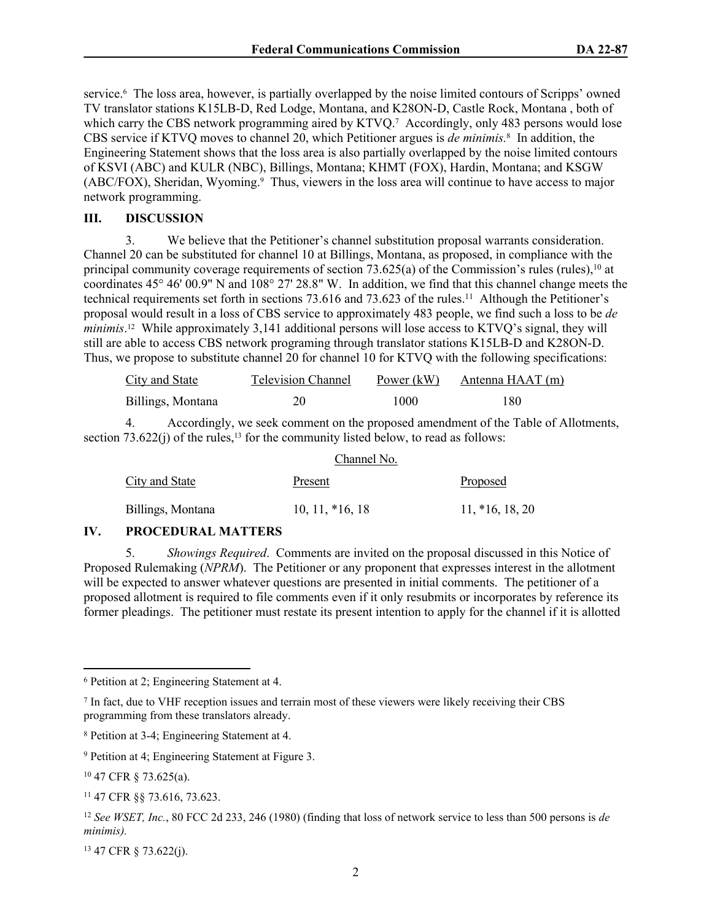service.[6] The loss area, however, is partially overlapped by the noise limited contours of Scripps' owned TV translator stations K15LB-D, Red Lodge, Montana, and K28ON-D, Castle Rock, Montana , both of which carry the CBS network programming aired by KTVQ.[7] Accordingly, only 483 persons would lose CBS service if KTVQ moves to channel 20, which Petitioner argues is *de minimis.*[8] In addition, the Engineering Statement shows that the loss area is also partially overlapped by the noise limited contours of KSVI (ABC) and KULR (NBC), Billings, Montana; KHMT (FOX), Hardin, Montana; and KSGW (ABC/FOX), Sheridan, Wyoming.[9] Thus, viewers in the loss area will continue to have access to major network programming.

## III. DISCUSSION

3. We believe that the Petitioner's channel substitution proposal warrants consideration. Channel 20 can be substituted for channel 10 at Billings, Montana, as proposed, in compliance with the principal community coverage requirements of section 73.625(a) of the Commission's rules (rules),[10] at coordinates 45° 46' 00.9" N and 108° 27' 28.8" W. In addition, we find that this channel change meets the technical requirements set forth in sections 73.616 and 73.623 of the rules.[11] Although the Petitioner's proposal would result in a loss of CBS service to approximately 483 people, we find such a loss to be *de minimis*.[12] While approximately 3,141 additional persons will lose access to KTVQ's signal, they will still are able to access CBS network programing through translator stations K15LB-D and K28ON-D. Thus, we propose to substitute channel 20 for channel 10 for KTVQ with the following specifications:

| City and State | Television Channel | Power (kW) | Antenna HAAT (m) |
|---|---|---|---|
| Billings, Montana | 20 | 1000 | 180 |

4. Accordingly, we seek comment on the proposed amendment of the Table of Allotments, section 73.622(j) of the rules,[13] for the community listed below, to read as follows:

| | Channel No. | |
|---|---|---|
| City and State | Present | Proposed |
| Billings, Montana | 10, 11, *16, 18 | 11, *16, 18, 20 |

## IV. PROCEDURAL MATTERS

5. *Showings Required*. Comments are invited on the proposal discussed in this Notice of Proposed Rulemaking (*NPRM*). The Petitioner or any proponent that expresses interest in the allotment will be expected to answer whatever questions are presented in initial comments. The petitioner of a proposed allotment is required to file comments even if it only resubmits or incorporates by reference its former pleadings. The petitioner must restate its present intention to apply for the channel if it is allotted

---

[6] Petition at 2; Engineering Statement at 4.

[7] In fact, due to VHF reception issues and terrain most of these viewers were likely receiving their CBS programming from these translators already.

[8] Petition at 3-4; Engineering Statement at 4.

[9] Petition at 4; Engineering Statement at Figure 3.

[10] 47 CFR § 73.625(a).

[11] 47 CFR §§ 73.616, 73.623.

[12] *See WSET, Inc.*, 80 FCC 2d 233, 246 (1980) (finding that loss of network service to less than 500 persons is *de minimis).*

[13] 47 CFR § 73.622(j).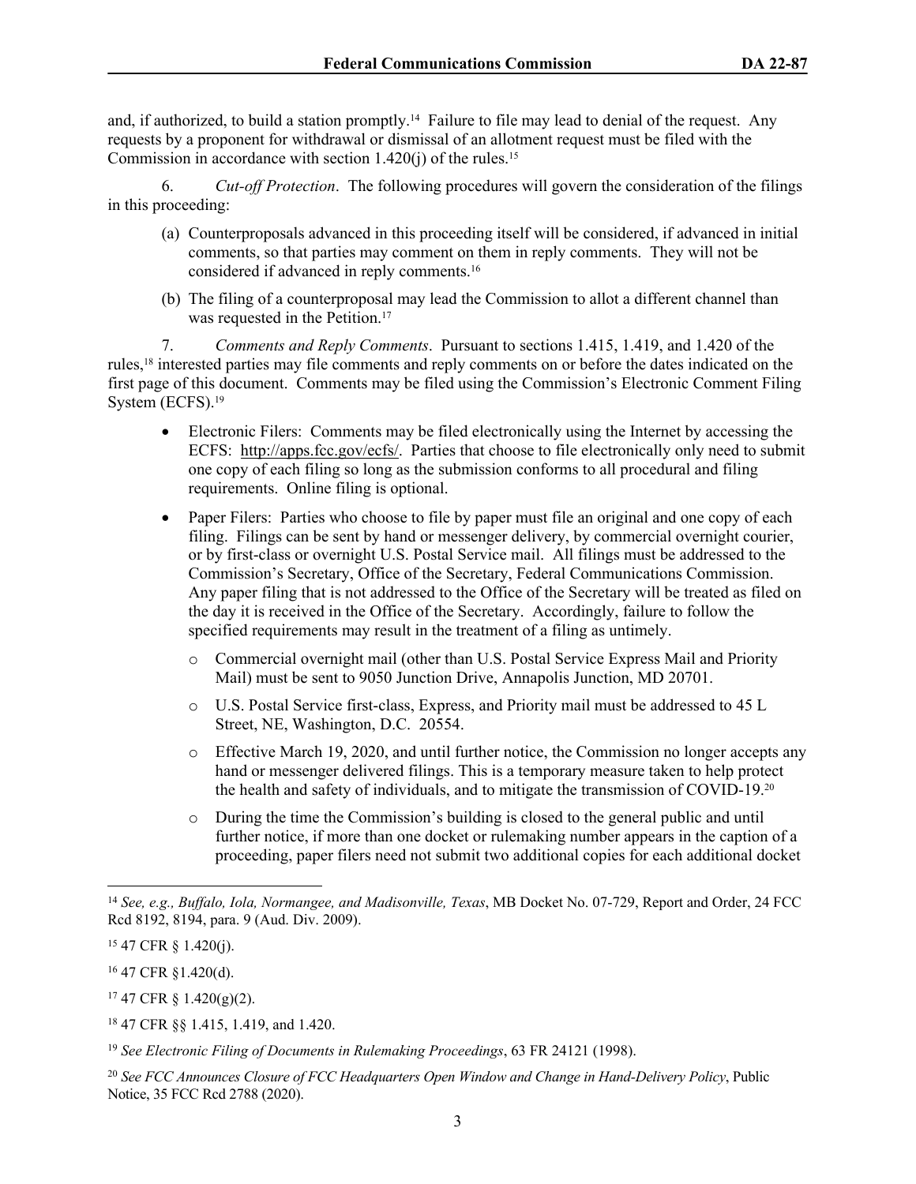and, if authorized, to build a station promptly.[14] Failure to file may lead to denial of the request. Any requests by a proponent for withdrawal or dismissal of an allotment request must be filed with the Commission in accordance with section 1.420(j) of the rules.[15]

6. *Cut-off Protection*. The following procedures will govern the consideration of the filings in this proceeding:

(a) Counterproposals advanced in this proceeding itself will be considered, if advanced in initial comments, so that parties may comment on them in reply comments. They will not be considered if advanced in reply comments.[16]

(b) The filing of a counterproposal may lead the Commission to allot a different channel than was requested in the Petition.[17]

7. *Comments and Reply Comments*. Pursuant to sections 1.415, 1.419, and 1.420 of the rules,[18] interested parties may file comments and reply comments on or before the dates indicated on the first page of this document. Comments may be filed using the Commission's Electronic Comment Filing System (ECFS).[19]

- Electronic Filers: Comments may be filed electronically using the Internet by accessing the ECFS: http://apps.fcc.gov/ecfs/. Parties that choose to file electronically only need to submit one copy of each filing so long as the submission conforms to all procedural and filing requirements. Online filing is optional.

- Paper Filers: Parties who choose to file by paper must file an original and one copy of each filing. Filings can be sent by hand or messenger delivery, by commercial overnight courier, or by first-class or overnight U.S. Postal Service mail. All filings must be addressed to the Commission's Secretary, Office of the Secretary, Federal Communications Commission. Any paper filing that is not addressed to the Office of the Secretary will be treated as filed on the day it is received in the Office of the Secretary. Accordingly, failure to follow the specified requirements may result in the treatment of a filing as untimely.
  - Commercial overnight mail (other than U.S. Postal Service Express Mail and Priority Mail) must be sent to 9050 Junction Drive, Annapolis Junction, MD 20701.
  - U.S. Postal Service first-class, Express, and Priority mail must be addressed to 45 L Street, NE, Washington, D.C. 20554.
  - Effective March 19, 2020, and until further notice, the Commission no longer accepts any hand or messenger delivered filings. This is a temporary measure taken to help protect the health and safety of individuals, and to mitigate the transmission of COVID-19.[20]
  - During the time the Commission's building is closed to the general public and until further notice, if more than one docket or rulemaking number appears in the caption of a proceeding, paper filers need not submit two additional copies for each additional docket

---

[14] *See, e.g., Buffalo, Iola, Normangee, and Madisonville, Texas*, MB Docket No. 07-729, Report and Order, 24 FCC Rcd 8192, 8194, para. 9 (Aud. Div. 2009).

[15] 47 CFR § 1.420(j).

[16] 47 CFR §1.420(d).

[17] 47 CFR § 1.420(g)(2).

[18] 47 CFR §§ 1.415, 1.419, and 1.420.

[19] *See Electronic Filing of Documents in Rulemaking Proceedings*, 63 FR 24121 (1998).

[20] *See FCC Announces Closure of FCC Headquarters Open Window and Change in Hand-Delivery Policy*, Public Notice, 35 FCC Rcd 2788 (2020).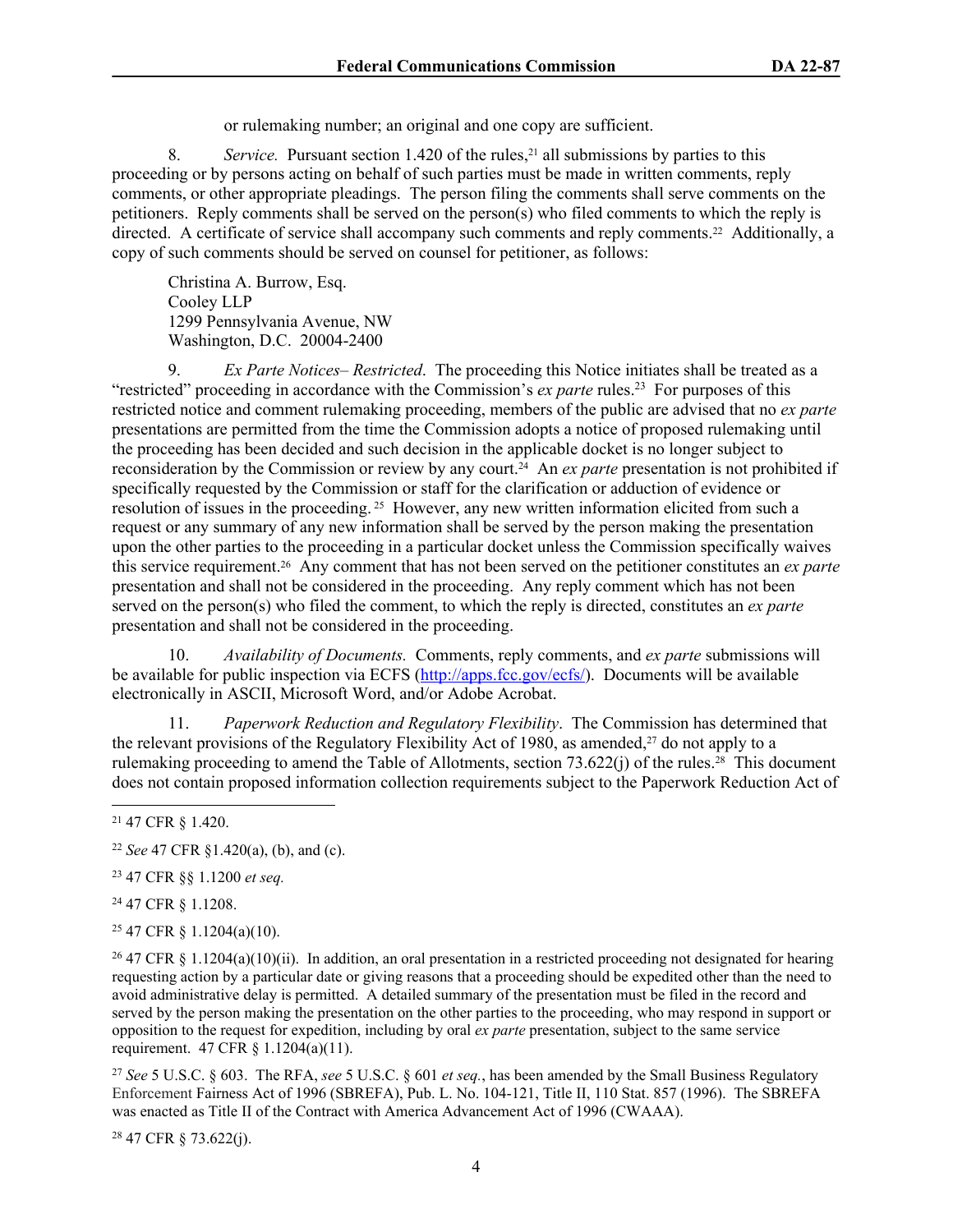or rulemaking number; an original and one copy are sufficient.

8. *Service.* Pursuant section 1.420 of the rules,[21] all submissions by parties to this proceeding or by persons acting on behalf of such parties must be made in written comments, reply comments, or other appropriate pleadings. The person filing the comments shall serve comments on the petitioners. Reply comments shall be served on the person(s) who filed comments to which the reply is directed. A certificate of service shall accompany such comments and reply comments.[22] Additionally, a copy of such comments should be served on counsel for petitioner, as follows:

Christina A. Burrow, Esq.
Cooley LLP
1299 Pennsylvania Avenue, NW
Washington, D.C. 20004-2400

9. *Ex Parte Notices– Restricted*. The proceeding this Notice initiates shall be treated as a "restricted" proceeding in accordance with the Commission's *ex parte* rules.[23] For purposes of this restricted notice and comment rulemaking proceeding, members of the public are advised that no *ex parte* presentations are permitted from the time the Commission adopts a notice of proposed rulemaking until the proceeding has been decided and such decision in the applicable docket is no longer subject to reconsideration by the Commission or review by any court.[24] An *ex parte* presentation is not prohibited if specifically requested by the Commission or staff for the clarification or adduction of evidence or resolution of issues in the proceeding.[25] However, any new written information elicited from such a request or any summary of any new information shall be served by the person making the presentation upon the other parties to the proceeding in a particular docket unless the Commission specifically waives this service requirement.[26] Any comment that has not been served on the petitioner constitutes an *ex parte* presentation and shall not be considered in the proceeding. Any reply comment which has not been served on the person(s) who filed the comment, to which the reply is directed, constitutes an *ex parte* presentation and shall not be considered in the proceeding.

10. *Availability of Documents.* Comments, reply comments, and *ex parte* submissions will be available for public inspection via ECFS (http://apps.fcc.gov/ecfs/). Documents will be available electronically in ASCII, Microsoft Word, and/or Adobe Acrobat.

11. *Paperwork Reduction and Regulatory Flexibility*. The Commission has determined that the relevant provisions of the Regulatory Flexibility Act of 1980, as amended,[27] do not apply to a rulemaking proceeding to amend the Table of Allotments, section 73.622(j) of the rules.[28] This document does not contain proposed information collection requirements subject to the Paperwork Reduction Act of

---

[21] 47 CFR § 1.420.

[22] *See* 47 CFR §1.420(a), (b), and (c).

[23] 47 CFR §§ 1.1200 *et seq.*

[24] 47 CFR § 1.1208.

[25] 47 CFR § 1.1204(a)(10).

[26] 47 CFR § 1.1204(a)(10)(ii). In addition, an oral presentation in a restricted proceeding not designated for hearing requesting action by a particular date or giving reasons that a proceeding should be expedited other than the need to avoid administrative delay is permitted. A detailed summary of the presentation must be filed in the record and served by the person making the presentation on the other parties to the proceeding, who may respond in support or opposition to the request for expedition, including by oral *ex parte* presentation, subject to the same service requirement. 47 CFR § 1.1204(a)(11).

[27] *See* 5 U.S.C. § 603. The RFA, *see* 5 U.S.C. § 601 *et seq.*, has been amended by the Small Business Regulatory Enforcement Fairness Act of 1996 (SBREFA), Pub. L. No. 104-121, Title II, 110 Stat. 857 (1996). The SBREFA was enacted as Title II of the Contract with America Advancement Act of 1996 (CWAAA).

[28] 47 CFR § 73.622(j).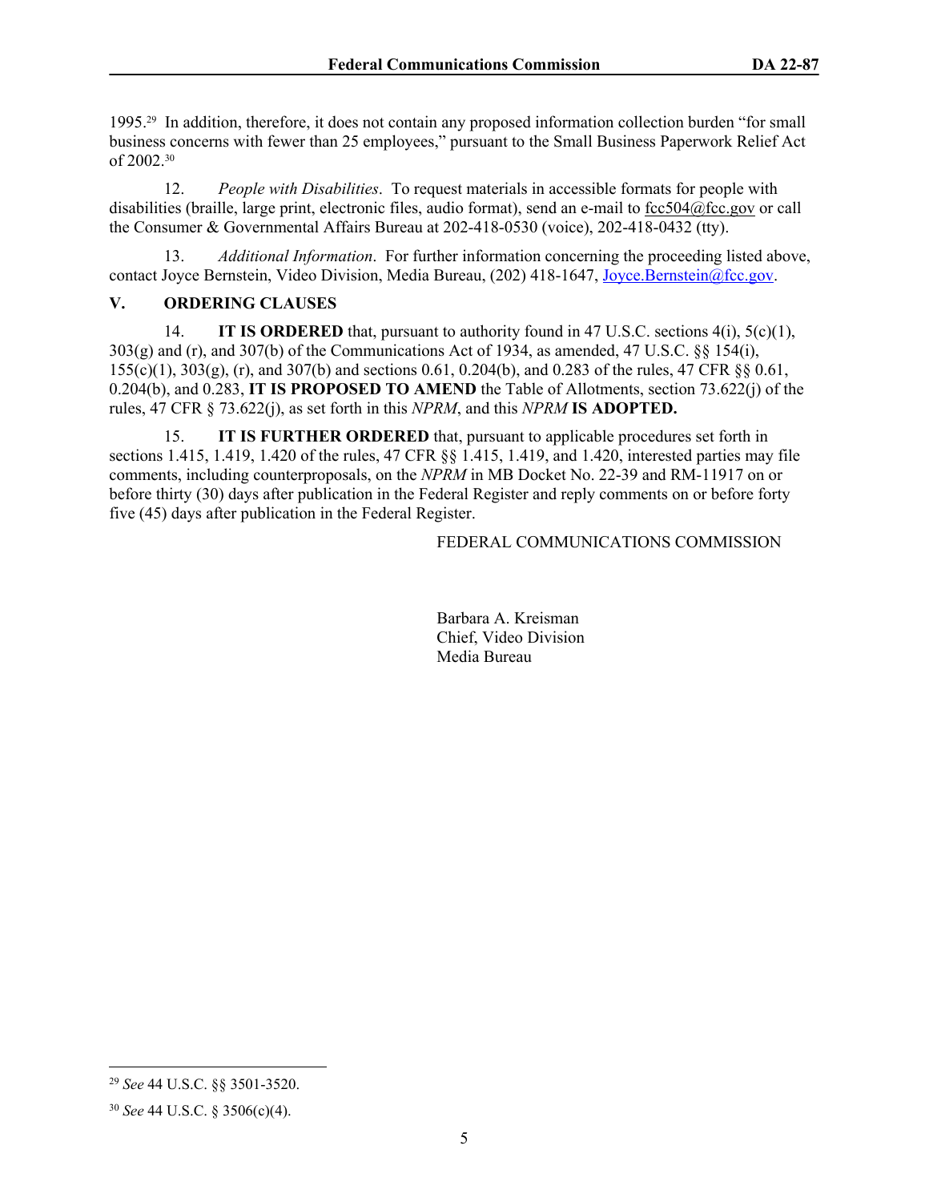1995.[29] In addition, therefore, it does not contain any proposed information collection burden "for small business concerns with fewer than 25 employees," pursuant to the Small Business Paperwork Relief Act of 2002.[30]

12. *People with Disabilities*. To request materials in accessible formats for people with disabilities (braille, large print, electronic files, audio format), send an e-mail to fcc504@fcc.gov or call the Consumer & Governmental Affairs Bureau at 202-418-0530 (voice), 202-418-0432 (tty).

13. *Additional Information*. For further information concerning the proceeding listed above, contact Joyce Bernstein, Video Division, Media Bureau, (202) 418-1647, Joyce.Bernstein@fcc.gov.

## V. ORDERING CLAUSES

14. **IT IS ORDERED** that, pursuant to authority found in 47 U.S.C. sections 4(i), 5(c)(1), 303(g) and (r), and 307(b) of the Communications Act of 1934, as amended, 47 U.S.C. §§ 154(i), 155(c)(1), 303(g), (r), and 307(b) and sections 0.61, 0.204(b), and 0.283 of the rules, 47 CFR §§ 0.61, 0.204(b), and 0.283, **IT IS PROPOSED TO AMEND** the Table of Allotments, section 73.622(j) of the rules, 47 CFR § 73.622(j), as set forth in this *NPRM*, and this *NPRM* **IS ADOPTED.**

15. **IT IS FURTHER ORDERED** that, pursuant to applicable procedures set forth in sections 1.415, 1.419, 1.420 of the rules, 47 CFR §§ 1.415, 1.419, and 1.420, interested parties may file comments, including counterproposals, on the *NPRM* in MB Docket No. 22-39 and RM-11917 on or before thirty (30) days after publication in the Federal Register and reply comments on or before forty five (45) days after publication in the Federal Register.

FEDERAL COMMUNICATIONS COMMISSION

Barbara A. Kreisman
Chief, Video Division
Media Bureau

---

[29] *See* 44 U.S.C. §§ 3501-3520.

[30] *See* 44 U.S.C. § 3506(c)(4).